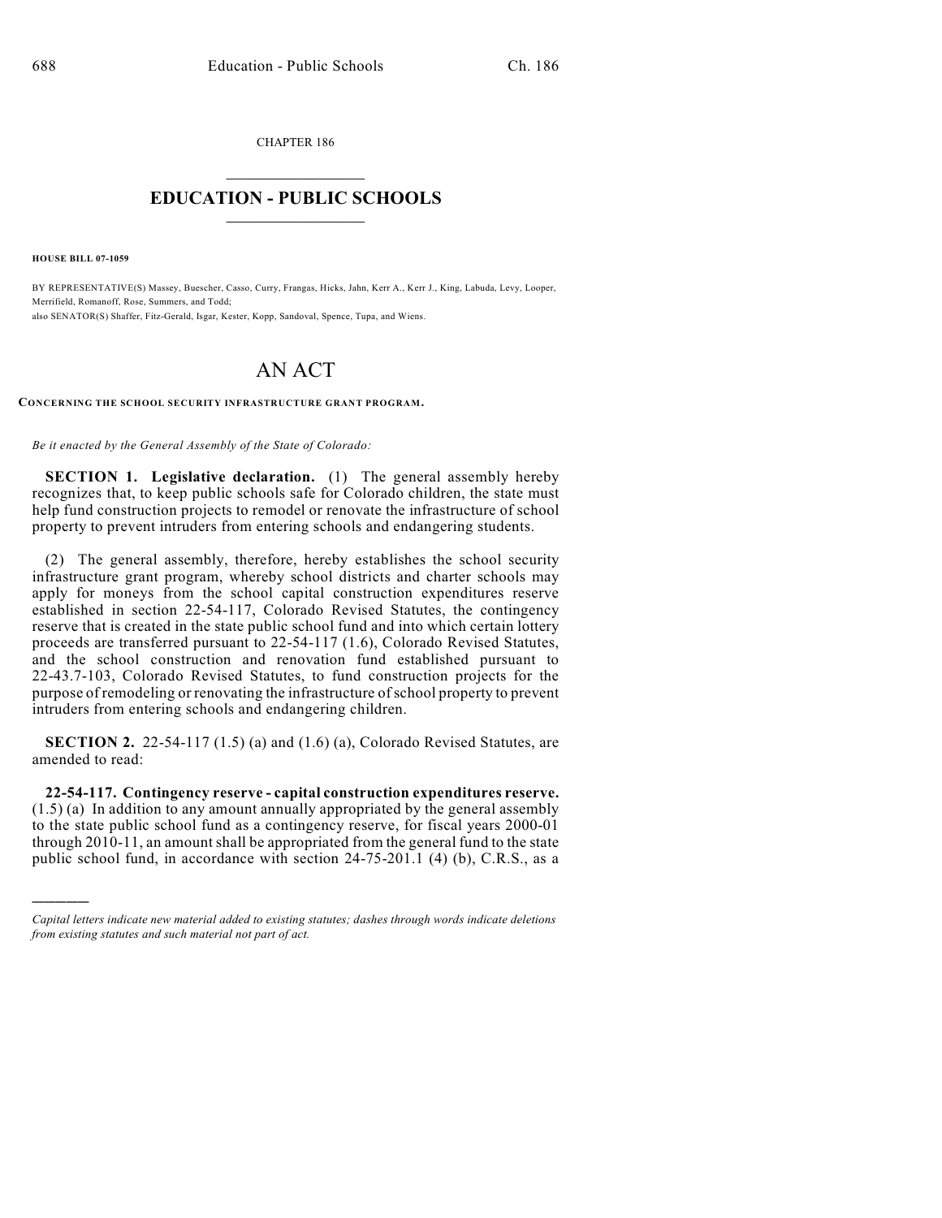CHAPTER 186

# EDUCATION - PUBLIC SCHOOLS

**HOUSE BILL 07-1059**

BY REPRESENTATIVE(S) Massey, Buescher, Casso, Curry, Frangas, Hicks, Jahn, Kerr A., Kerr J., King, Labuda, Levy, Looper, Merrifield, Romanoff, Rose, Summers, and Todd;
also SENATOR(S) Shaffer, Fitz-Gerald, Isgar, Kester, Kopp, Sandoval, Spence, Tupa, and Wiens.

# AN ACT

**CONCERNING THE SCHOOL SECURITY INFRASTRUCTURE GRANT PROGRAM.**

*Be it enacted by the General Assembly of the State of Colorado:*

**SECTION 1. Legislative declaration.** (1) The general assembly hereby recognizes that, to keep public schools safe for Colorado children, the state must help fund construction projects to remodel or renovate the infrastructure of school property to prevent intruders from entering schools and endangering students.

(2) The general assembly, therefore, hereby establishes the school security infrastructure grant program, whereby school districts and charter schools may apply for moneys from the school capital construction expenditures reserve established in section 22-54-117, Colorado Revised Statutes, the contingency reserve that is created in the state public school fund and into which certain lottery proceeds are transferred pursuant to 22-54-117 (1.6), Colorado Revised Statutes, and the school construction and renovation fund established pursuant to 22-43.7-103, Colorado Revised Statutes, to fund construction projects for the purpose of remodeling or renovating the infrastructure of school property to prevent intruders from entering schools and endangering children.

**SECTION 2.** 22-54-117 (1.5) (a) and (1.6) (a), Colorado Revised Statutes, are amended to read:

**22-54-117. Contingency reserve - capital construction expenditures reserve.** (1.5) (a) In addition to any amount annually appropriated by the general assembly to the state public school fund as a contingency reserve, for fiscal years 2000-01 through 2010-11, an amount shall be appropriated from the general fund to the state public school fund, in accordance with section 24-75-201.1 (4) (b), C.R.S., as a

---

*Capital letters indicate new material added to existing statutes; dashes through words indicate deletions from existing statutes and such material not part of act.*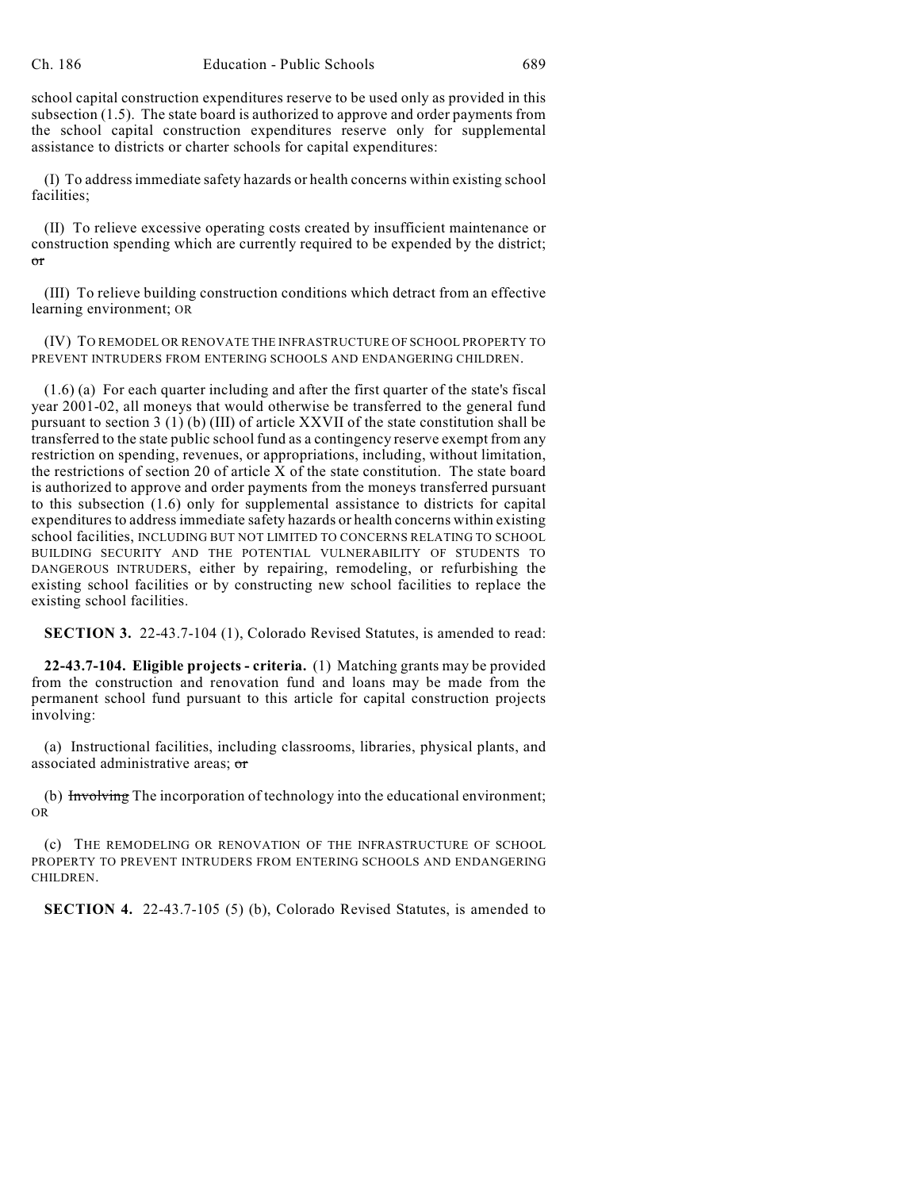school capital construction expenditures reserve to be used only as provided in this subsection (1.5). The state board is authorized to approve and order payments from the school capital construction expenditures reserve only for supplemental assistance to districts or charter schools for capital expenditures:

(I) To address immediate safety hazards or health concerns within existing school facilities;

(II) To relieve excessive operating costs created by insufficient maintenance or construction spending which are currently required to be expended by the district; ~~or~~

(III) To relieve building construction conditions which detract from an effective learning environment; OR

(IV) TO REMODEL OR RENOVATE THE INFRASTRUCTURE OF SCHOOL PROPERTY TO PREVENT INTRUDERS FROM ENTERING SCHOOLS AND ENDANGERING CHILDREN.

(1.6) (a) For each quarter including and after the first quarter of the state's fiscal year 2001-02, all moneys that would otherwise be transferred to the general fund pursuant to section 3 (1) (b) (III) of article XXVII of the state constitution shall be transferred to the state public school fund as a contingency reserve exempt from any restriction on spending, revenues, or appropriations, including, without limitation, the restrictions of section 20 of article X of the state constitution. The state board is authorized to approve and order payments from the moneys transferred pursuant to this subsection (1.6) only for supplemental assistance to districts for capital expenditures to address immediate safety hazards or health concerns within existing school facilities, INCLUDING BUT NOT LIMITED TO CONCERNS RELATING TO SCHOOL BUILDING SECURITY AND THE POTENTIAL VULNERABILITY OF STUDENTS TO DANGEROUS INTRUDERS, either by repairing, remodeling, or refurbishing the existing school facilities or by constructing new school facilities to replace the existing school facilities.

**SECTION 3.** 22-43.7-104 (1), Colorado Revised Statutes, is amended to read:

**22-43.7-104. Eligible projects - criteria.** (1) Matching grants may be provided from the construction and renovation fund and loans may be made from the permanent school fund pursuant to this article for capital construction projects involving:

(a) Instructional facilities, including classrooms, libraries, physical plants, and associated administrative areas; ~~or~~

(b) ~~Involving~~ The incorporation of technology into the educational environment; OR

(c) THE REMODELING OR RENOVATION OF THE INFRASTRUCTURE OF SCHOOL PROPERTY TO PREVENT INTRUDERS FROM ENTERING SCHOOLS AND ENDANGERING CHILDREN.

**SECTION 4.** 22-43.7-105 (5) (b), Colorado Revised Statutes, is amended to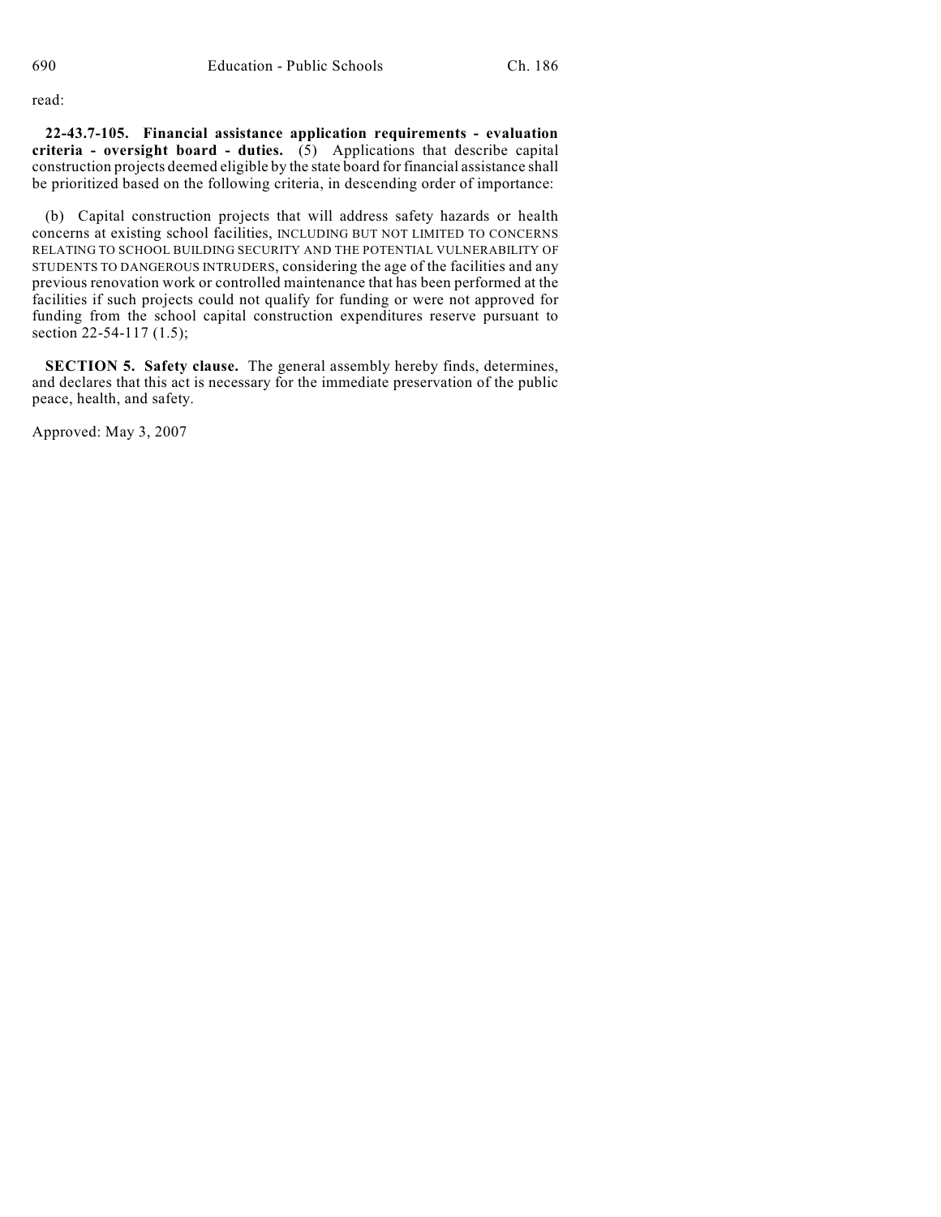read:

**22-43.7-105. Financial assistance application requirements - evaluation criteria - oversight board - duties.** (5) Applications that describe capital construction projects deemed eligible by the state board for financial assistance shall be prioritized based on the following criteria, in descending order of importance:

(b) Capital construction projects that will address safety hazards or health concerns at existing school facilities, INCLUDING BUT NOT LIMITED TO CONCERNS RELATING TO SCHOOL BUILDING SECURITY AND THE POTENTIAL VULNERABILITY OF STUDENTS TO DANGEROUS INTRUDERS, considering the age of the facilities and any previous renovation work or controlled maintenance that has been performed at the facilities if such projects could not qualify for funding or were not approved for funding from the school capital construction expenditures reserve pursuant to section 22-54-117 (1.5);

**SECTION 5. Safety clause.** The general assembly hereby finds, determines, and declares that this act is necessary for the immediate preservation of the public peace, health, and safety.

Approved: May 3, 2007